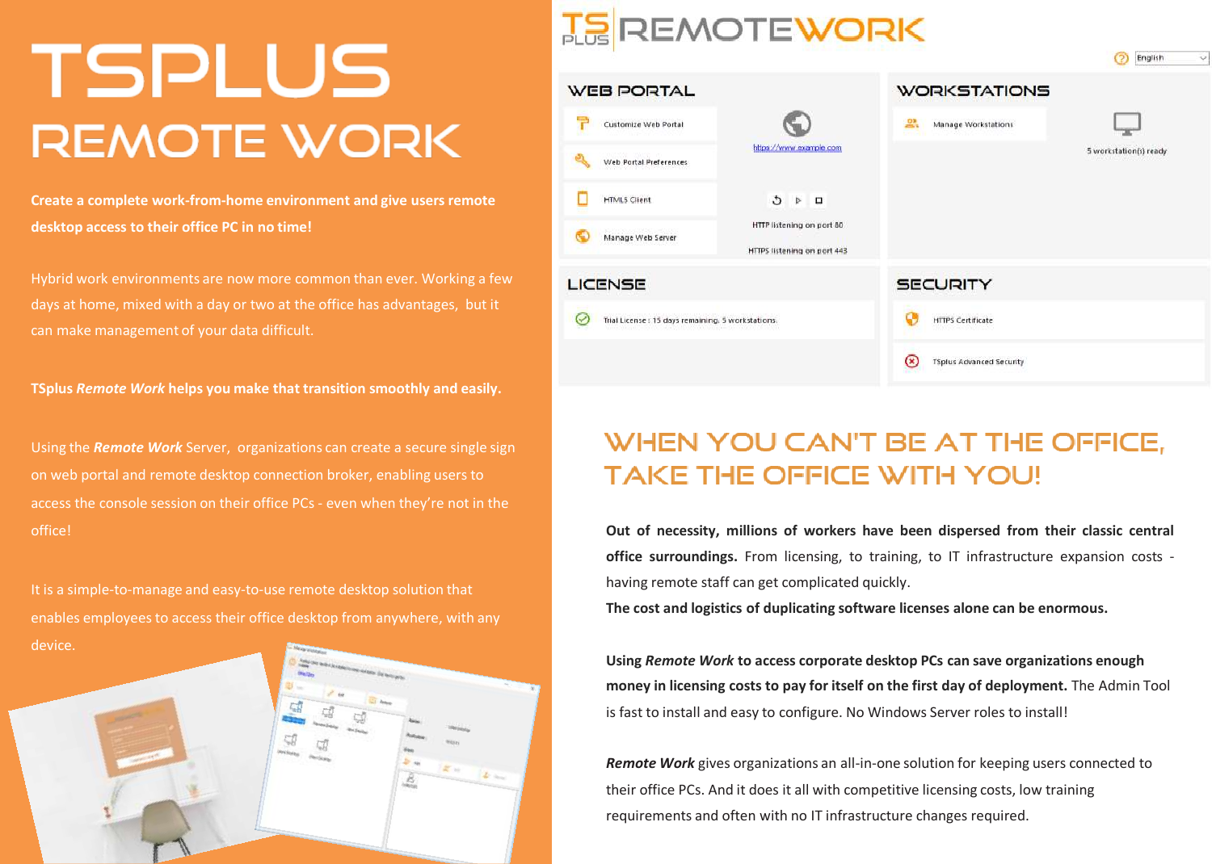# TSPLUS REMOTE WORK

**Create a complete work-from-home environment and give users remote desktop access to their office PC in no time!**

Hybrid work environments are now more common than ever. Working a few days at home, mixed with a day or two at the office has advantages, but it can make management of your data difficult.

**TSplus *Remote Work* helps you make that transition smoothly and easily.**

Using the ***Remote Work*** Server, organizations can create a secure single sign on web portal and remote desktop connection broker, enabling users to access the console session on their office PCs - even when they're not in the office!

It is a simple-to-manage and easy-to-use remote desktop solution that enables employees to access their office desktop from anywhere, with any device.

TSPLUS REMOTEWORK

English

**WEB PORTAL**

- Customize Web Portal
- Web Portal Preferences
- HTML5 Client
- Manage Web Server

https://www.example.com

HTTP listening on port 80

HTTPS listening on port 443

**WORKSTATIONS**

- Manage Workstations

5 workstation(s) ready

**LICENSE**

- Trial License : 15 days remaining, 5 workstations.

**SECURITY**

- HTTPS Certificate
- TSplus Advanced Security

## WHEN YOU CAN'T BE AT THE OFFICE, TAKE THE OFFICE WITH YOU!

**Out of necessity, millions of workers have been dispersed from their classic central office surroundings.** From licensing, to training, to IT infrastructure expansion costs - having remote staff can get complicated quickly.
**The cost and logistics of duplicating software licenses alone can be enormous.**

**Using *Remote Work* to access corporate desktop PCs can save organizations enough money in licensing costs to pay for itself on the first day of deployment.** The Admin Tool is fast to install and easy to configure. No Windows Server roles to install!

***Remote Work*** gives organizations an all-in-one solution for keeping users connected to their office PCs. And it does it all with competitive licensing costs, low training requirements and often with no IT infrastructure changes required.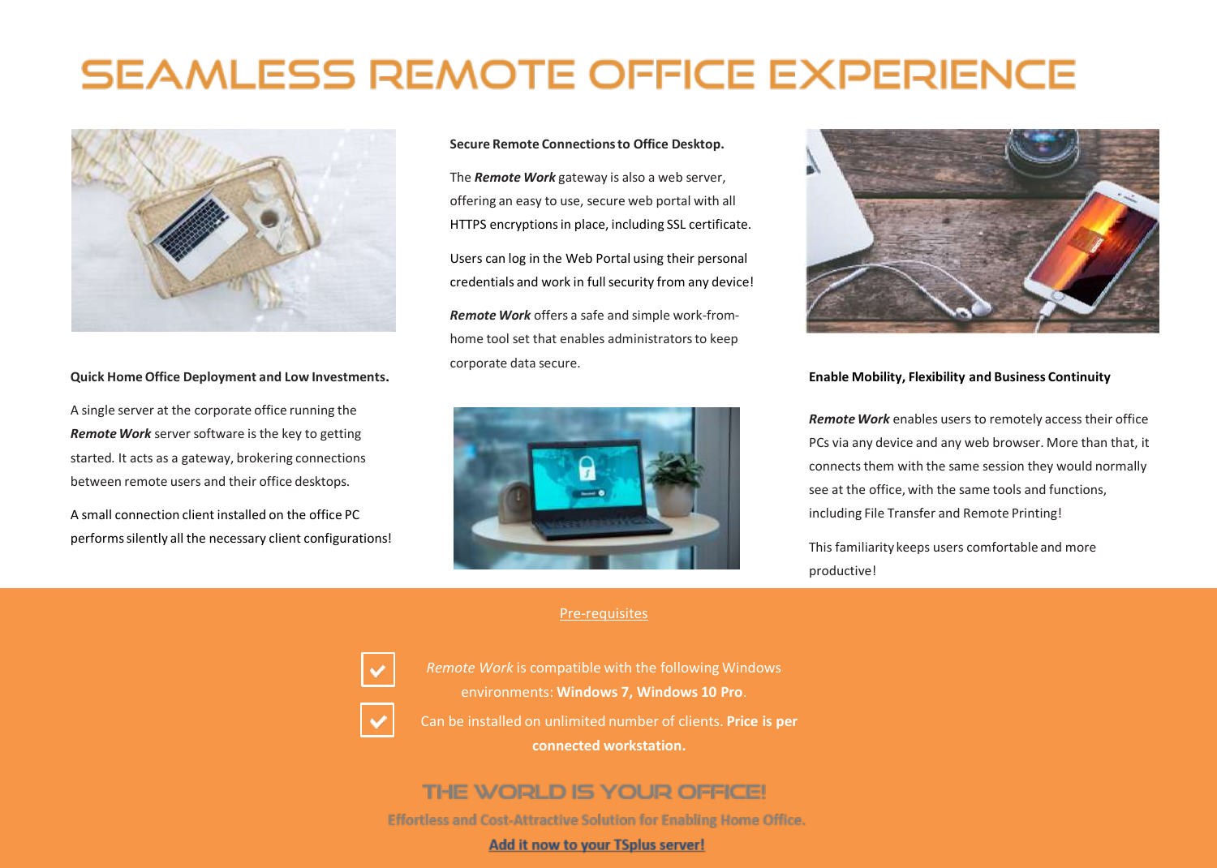# SEAMLESS REMOTE OFFICE EXPERIENCE

**Quick Home Office Deployment and Low Investments.**

A single server at the corporate office running the ***Remote Work*** server software is the key to getting started. It acts as a gateway, brokering connections between remote users and their office desktops.

A small connection client installed on the office PC performs silently all the necessary client configurations!

**Secure Remote Connections to Office Desktop.**

The ***Remote Work*** gateway is also a web server, offering an easy to use, secure web portal with all HTTPS encryptions in place, including SSL certificate.

Users can log in the Web Portal using their personal credentials and work in full security from any device!

***Remote Work*** offers a safe and simple work-from-home tool set that enables administrators to keep corporate data secure.

**Enable Mobility, Flexibility and Business Continuity**

***Remote Work*** enables users to remotely access their office PCs via any device and any web browser. More than that, it connects them with the same session they would normally see at the office, with the same tools and functions, including File Transfer and Remote Printing!

This familiarity keeps users comfortable and more productive!

## Pre-requisites

- *Remote Work* is compatible with the following Windows environments: **Windows 7, Windows 10 Pro**.
- Can be installed on unlimited number of clients. **Price is per connected workstation.**

## THE WORLD IS YOUR OFFICE!

**Effortless and Cost-Attractive Solution for Enabling Home Office.**

**Add it now to your TSplus server!**